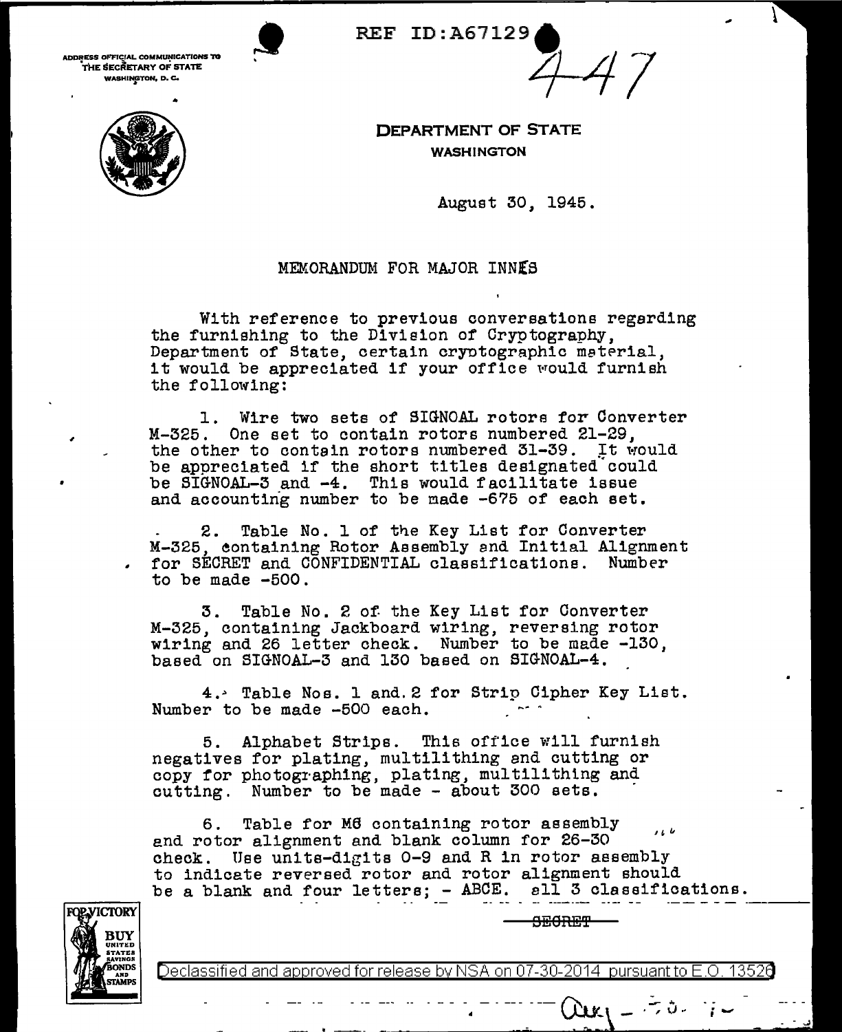REF ID:A67129

447

ADDRESS OFFICIAL COMMUNICATIONS TO THE SECRETARY OF STATE WASHINGTON, D. C.

DEPARTMENT OF STATE
WASHINGTON

August 30, 1945.

MEMORANDUM FOR MAJOR INNES

With reference to previous conversations regarding the furnishing to the Division of Cryptography, Department of State, certain cryptographic material, it would be appreciated if your office would furnish the following:

1. Wire two sets of SIGNOAL rotors for Converter M-325. One set to contain rotors numbered 21-29, the other to contain rotors numbered 31-39. It would be appreciated if the short titles designated could be SIGNOAL-3 and -4. This would facilitate issue and accounting number to be made -675 of each set.

2. Table No. 1 of the Key List for Converter M-325, containing Rotor Assembly and Initial Alignment for SECRET and CONFIDENTIAL classifications. Number to be made -500.

3. Table No. 2 of the Key List for Converter M-325, containing Jackboard wiring, reversing rotor wiring and 26 letter check. Number to be made -130, based on SIGNOAL-3 and 130 based on SIGNOAL-4.

4. Table Nos. 1 and 2 for Strip Cipher Key List. Number to be made -500 each.

5. Alphabet Strips. This office will furnish negatives for plating, multilithing and cutting or copy for photographing, plating, multilithing and cutting. Number to be made - about 300 sets.

6. Table for M6 containing rotor assembly and rotor alignment and blank column for 26-30 check. Use units-digits 0-9 and R in rotor assembly to indicate reversed rotor and rotor alignment should be a blank and four letters; - ABCE. all 3 classifications.

SECRET

Declassified and approved for release by NSA on 07-30-2014 pursuant to E.O. 13526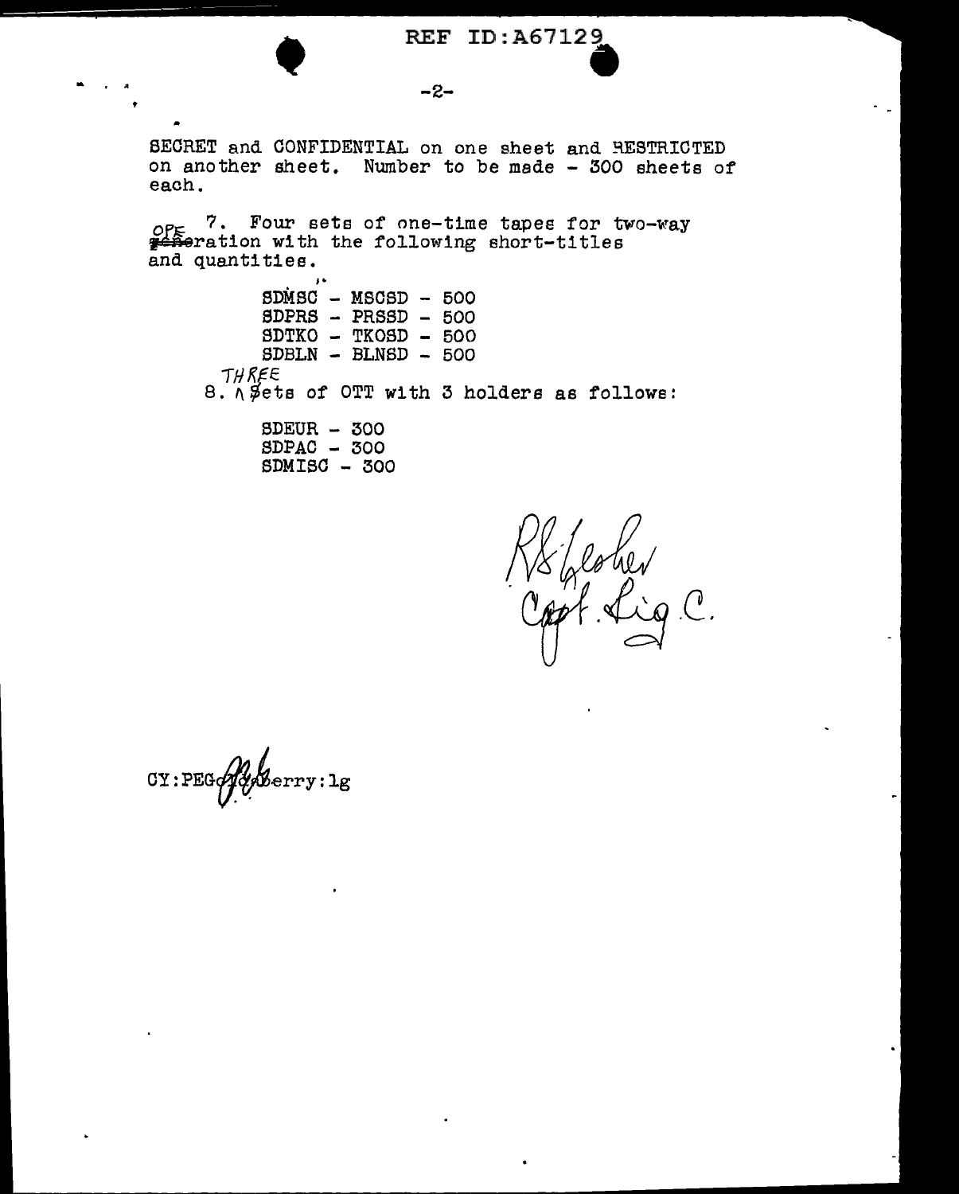REF ID:A67129

SECRET and CONFIDENTIAL on one sheet and RESTRICTED on another sheet. Number to be made - 300 sheets of each.

7. Four sets of one-time tapes for two-way operation with the following short-titles and quantities.

SDMSC - MSCSD - 500
SDPRS - PRSSD - 500
SDTKO - TKOSD - 500
SDBLN - BLNSD - 500

8. THREE sets of OTT with 3 holders as follows:

SDEUR - 300
SDPAC - 300
SDMISC - 300

RS Hesher
Capt. Sig. C.

CY:PEGoldberry:lg